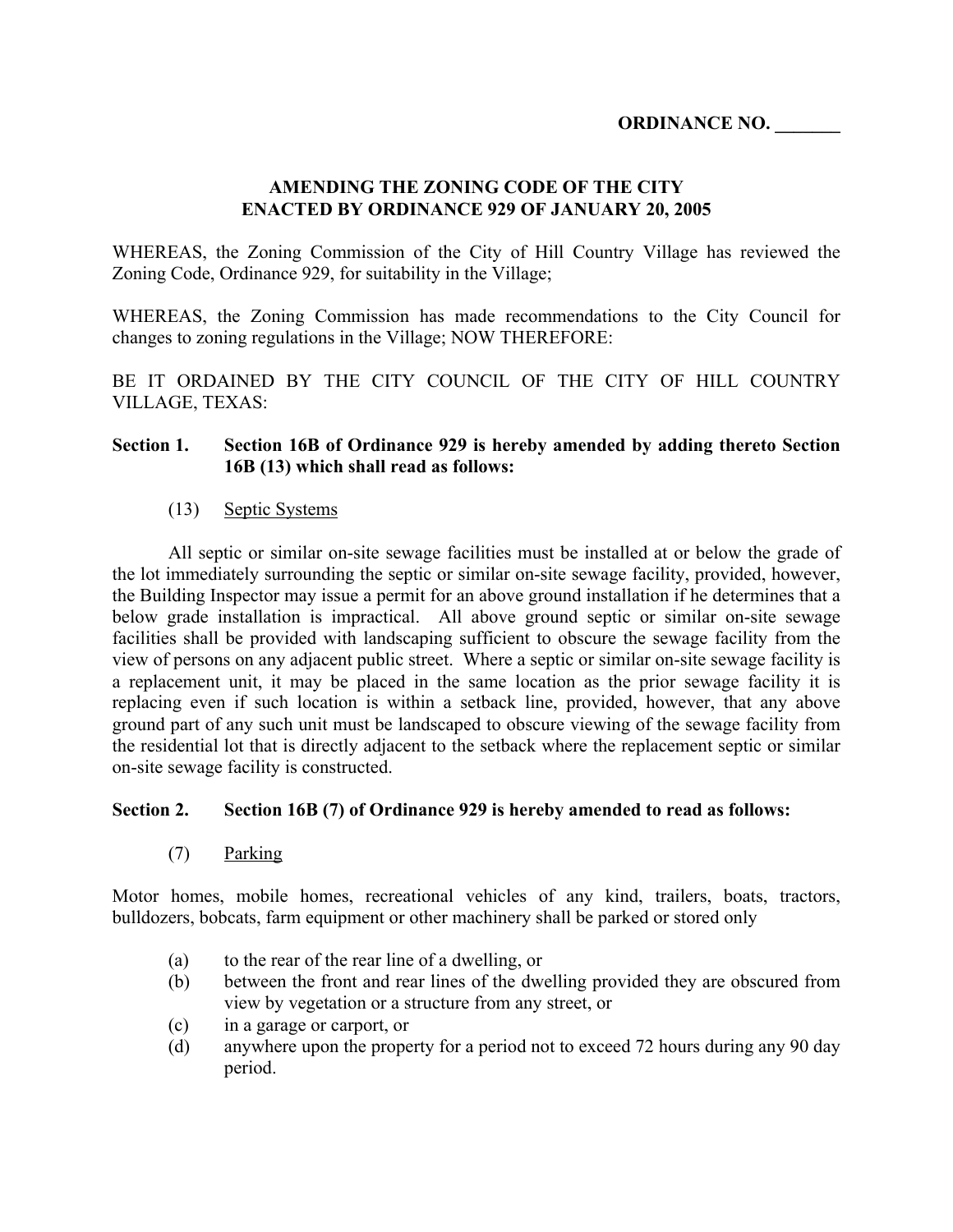**ORDINANCE NO. _______**

**AMENDING THE ZONING CODE OF THE CITY ENACTED BY ORDINANCE 929 OF JANUARY 20, 2005**

WHEREAS, the Zoning Commission of the City of Hill Country Village has reviewed the Zoning Code, Ordinance 929, for suitability in the Village;

WHEREAS, the Zoning Commission has made recommendations to the City Council for changes to zoning regulations in the Village; NOW THEREFORE:

BE IT ORDAINED BY THE CITY COUNCIL OF THE CITY OF HILL COUNTRY VILLAGE, TEXAS:

**Section 1. Section 16B of Ordinance 929 is hereby amended by adding thereto Section 16B (13) which shall read as follows:**

(13) Septic Systems

All septic or similar on-site sewage facilities must be installed at or below the grade of the lot immediately surrounding the septic or similar on-site sewage facility, provided, however, the Building Inspector may issue a permit for an above ground installation if he determines that a below grade installation is impractical. All above ground septic or similar on-site sewage facilities shall be provided with landscaping sufficient to obscure the sewage facility from the view of persons on any adjacent public street. Where a septic or similar on-site sewage facility is a replacement unit, it may be placed in the same location as the prior sewage facility it is replacing even if such location is within a setback line, provided, however, that any above ground part of any such unit must be landscaped to obscure viewing of the sewage facility from the residential lot that is directly adjacent to the setback where the replacement septic or similar on-site sewage facility is constructed.

**Section 2. Section 16B (7) of Ordinance 929 is hereby amended to read as follows:**

(7) Parking

Motor homes, mobile homes, recreational vehicles of any kind, trailers, boats, tractors, bulldozers, bobcats, farm equipment or other machinery shall be parked or stored only

(a) to the rear of the rear line of a dwelling, or
(b) between the front and rear lines of the dwelling provided they are obscured from view by vegetation or a structure from any street, or
(c) in a garage or carport, or
(d) anywhere upon the property for a period not to exceed 72 hours during any 90 day period.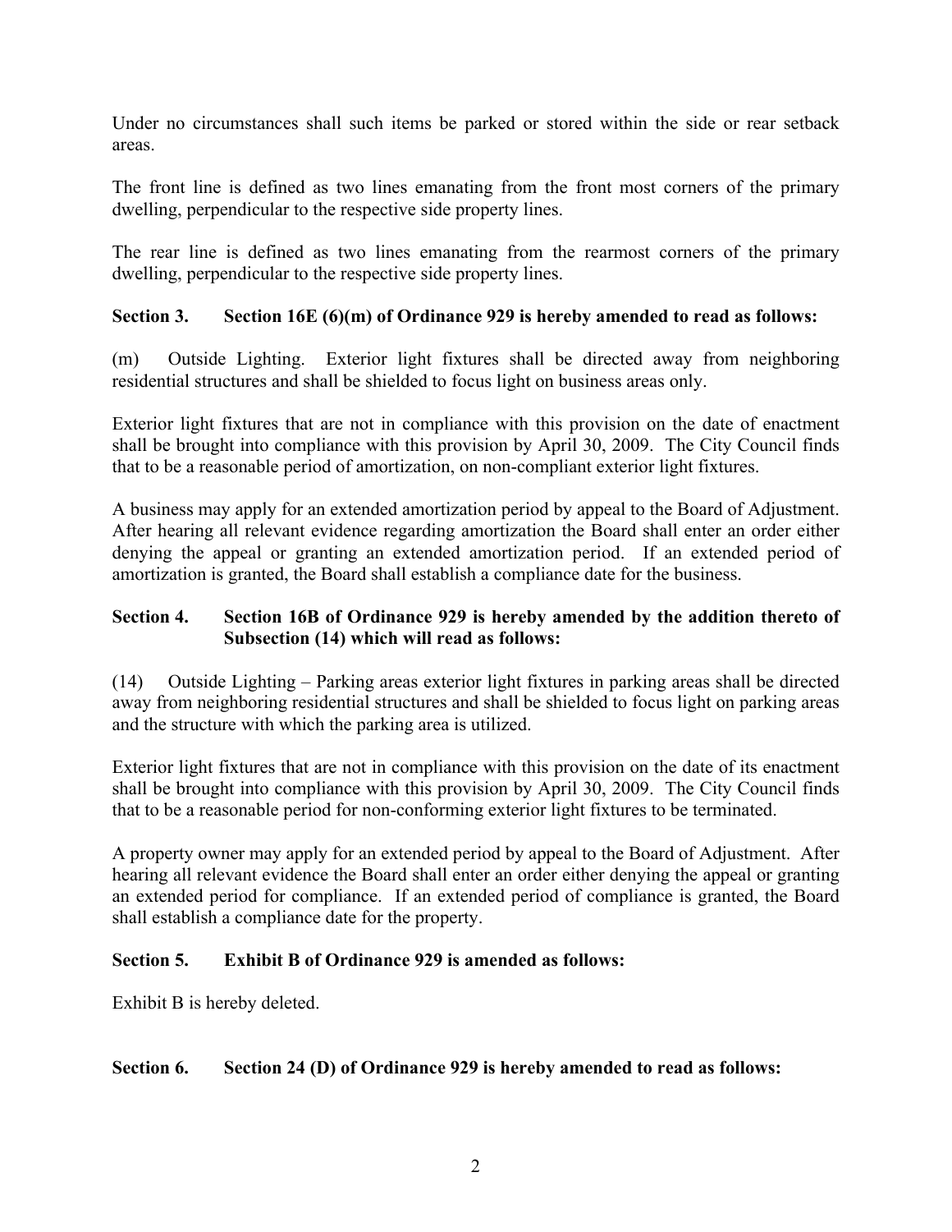Under no circumstances shall such items be parked or stored within the side or rear setback areas.

The front line is defined as two lines emanating from the front most corners of the primary dwelling, perpendicular to the respective side property lines.

The rear line is defined as two lines emanating from the rearmost corners of the primary dwelling, perpendicular to the respective side property lines.

**Section 3. Section 16E (6)(m) of Ordinance 929 is hereby amended to read as follows:**

(m) Outside Lighting. Exterior light fixtures shall be directed away from neighboring residential structures and shall be shielded to focus light on business areas only.

Exterior light fixtures that are not in compliance with this provision on the date of enactment shall be brought into compliance with this provision by April 30, 2009. The City Council finds that to be a reasonable period of amortization, on non-compliant exterior light fixtures.

A business may apply for an extended amortization period by appeal to the Board of Adjustment. After hearing all relevant evidence regarding amortization the Board shall enter an order either denying the appeal or granting an extended amortization period. If an extended period of amortization is granted, the Board shall establish a compliance date for the business.

**Section 4. Section 16B of Ordinance 929 is hereby amended by the addition thereto of Subsection (14) which will read as follows:**

(14) Outside Lighting – Parking areas exterior light fixtures in parking areas shall be directed away from neighboring residential structures and shall be shielded to focus light on parking areas and the structure with which the parking area is utilized.

Exterior light fixtures that are not in compliance with this provision on the date of its enactment shall be brought into compliance with this provision by April 30, 2009. The City Council finds that to be a reasonable period for non-conforming exterior light fixtures to be terminated.

A property owner may apply for an extended period by appeal to the Board of Adjustment. After hearing all relevant evidence the Board shall enter an order either denying the appeal or granting an extended period for compliance. If an extended period of compliance is granted, the Board shall establish a compliance date for the property.

**Section 5. Exhibit B of Ordinance 929 is amended as follows:**

Exhibit B is hereby deleted.

**Section 6. Section 24 (D) of Ordinance 929 is hereby amended to read as follows:**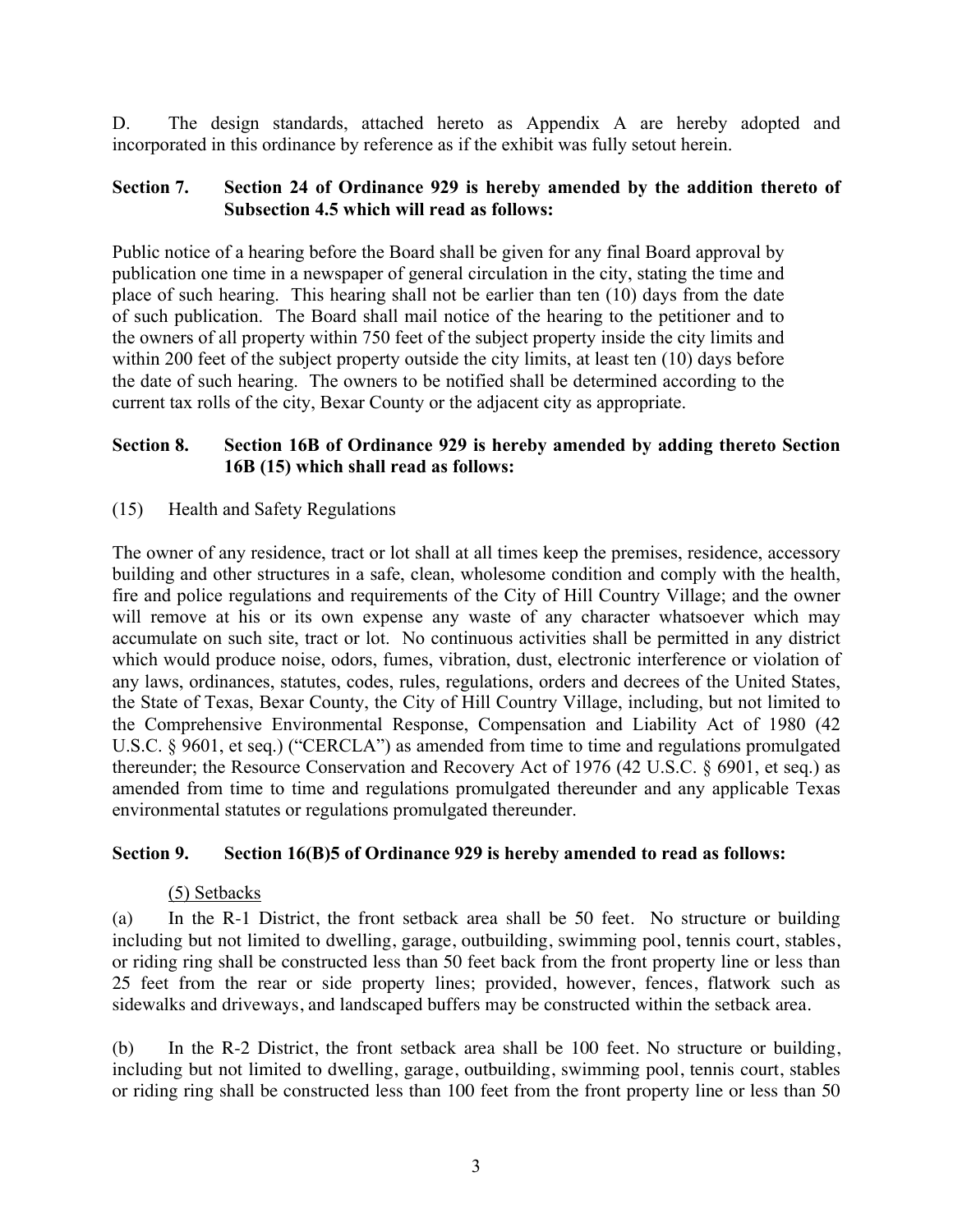D. The design standards, attached hereto as Appendix A are hereby adopted and incorporated in this ordinance by reference as if the exhibit was fully setout herein.

**Section 7. Section 24 of Ordinance 929 is hereby amended by the addition thereto of Subsection 4.5 which will read as follows:**

Public notice of a hearing before the Board shall be given for any final Board approval by publication one time in a newspaper of general circulation in the city, stating the time and place of such hearing. This hearing shall not be earlier than ten (10) days from the date of such publication. The Board shall mail notice of the hearing to the petitioner and to the owners of all property within 750 feet of the subject property inside the city limits and within 200 feet of the subject property outside the city limits, at least ten (10) days before the date of such hearing. The owners to be notified shall be determined according to the current tax rolls of the city, Bexar County or the adjacent city as appropriate.

**Section 8. Section 16B of Ordinance 929 is hereby amended by adding thereto Section 16B (15) which shall read as follows:**

(15) Health and Safety Regulations

The owner of any residence, tract or lot shall at all times keep the premises, residence, accessory building and other structures in a safe, clean, wholesome condition and comply with the health, fire and police regulations and requirements of the City of Hill Country Village; and the owner will remove at his or its own expense any waste of any character whatsoever which may accumulate on such site, tract or lot. No continuous activities shall be permitted in any district which would produce noise, odors, fumes, vibration, dust, electronic interference or violation of any laws, ordinances, statutes, codes, rules, regulations, orders and decrees of the United States, the State of Texas, Bexar County, the City of Hill Country Village, including, but not limited to the Comprehensive Environmental Response, Compensation and Liability Act of 1980 (42 U.S.C. § 9601, et seq.) ("CERCLA") as amended from time to time and regulations promulgated thereunder; the Resource Conservation and Recovery Act of 1976 (42 U.S.C. § 6901, et seq.) as amended from time to time and regulations promulgated thereunder and any applicable Texas environmental statutes or regulations promulgated thereunder.

**Section 9. Section 16(B)5 of Ordinance 929 is hereby amended to read as follows:**

(5) Setbacks

(a) In the R-1 District, the front setback area shall be 50 feet. No structure or building including but not limited to dwelling, garage, outbuilding, swimming pool, tennis court, stables, or riding ring shall be constructed less than 50 feet back from the front property line or less than 25 feet from the rear or side property lines; provided, however, fences, flatwork such as sidewalks and driveways, and landscaped buffers may be constructed within the setback area.

(b) In the R-2 District, the front setback area shall be 100 feet. No structure or building, including but not limited to dwelling, garage, outbuilding, swimming pool, tennis court, stables or riding ring shall be constructed less than 100 feet from the front property line or less than 50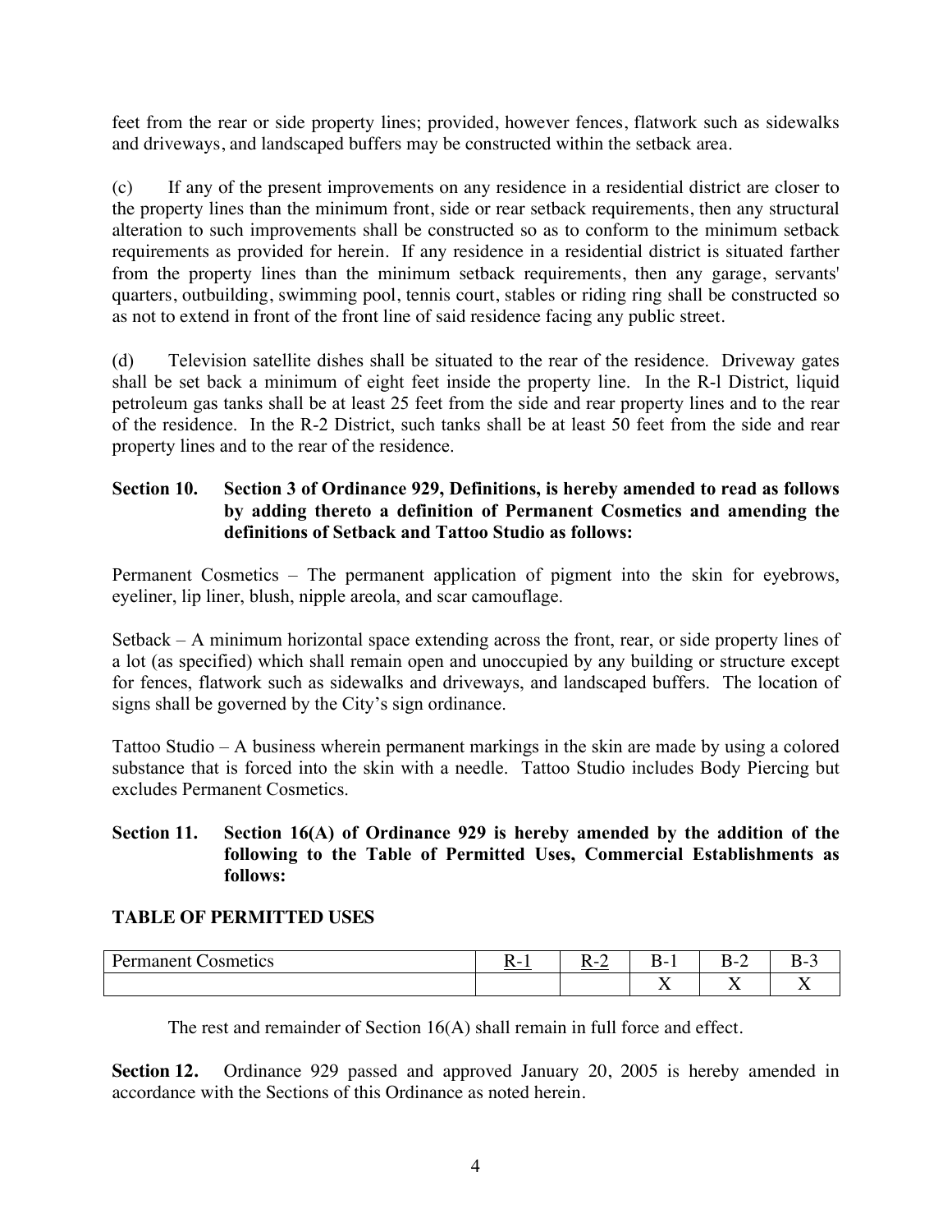feet from the rear or side property lines; provided, however fences, flatwork such as sidewalks and driveways, and landscaped buffers may be constructed within the setback area.

(c) If any of the present improvements on any residence in a residential district are closer to the property lines than the minimum front, side or rear setback requirements, then any structural alteration to such improvements shall be constructed so as to conform to the minimum setback requirements as provided for herein. If any residence in a residential district is situated farther from the property lines than the minimum setback requirements, then any garage, servants' quarters, outbuilding, swimming pool, tennis court, stables or riding ring shall be constructed so as not to extend in front of the front line of said residence facing any public street.

(d) Television satellite dishes shall be situated to the rear of the residence. Driveway gates shall be set back a minimum of eight feet inside the property line. In the R-l District, liquid petroleum gas tanks shall be at least 25 feet from the side and rear property lines and to the rear of the residence. In the R-2 District, such tanks shall be at least 50 feet from the side and rear property lines and to the rear of the residence.

**Section 10. Section 3 of Ordinance 929, Definitions, is hereby amended to read as follows by adding thereto a definition of Permanent Cosmetics and amending the definitions of Setback and Tattoo Studio as follows:**

Permanent Cosmetics – The permanent application of pigment into the skin for eyebrows, eyeliner, lip liner, blush, nipple areola, and scar camouflage.

Setback – A minimum horizontal space extending across the front, rear, or side property lines of a lot (as specified) which shall remain open and unoccupied by any building or structure except for fences, flatwork such as sidewalks and driveways, and landscaped buffers. The location of signs shall be governed by the City's sign ordinance.

Tattoo Studio – A business wherein permanent markings in the skin are made by using a colored substance that is forced into the skin with a needle. Tattoo Studio includes Body Piercing but excludes Permanent Cosmetics.

**Section 11. Section 16(A) of Ordinance 929 is hereby amended by the addition of the following to the Table of Permitted Uses, Commercial Establishments as follows:**

**TABLE OF PERMITTED USES**

| Permanent Cosmetics | R-1 | R-2 | B-1 | B-2 | B-3 |
|---|---|---|---|---|---|
| | | | X | X | X |

The rest and remainder of Section 16(A) shall remain in full force and effect.

**Section 12.** Ordinance 929 passed and approved January 20, 2005 is hereby amended in accordance with the Sections of this Ordinance as noted herein.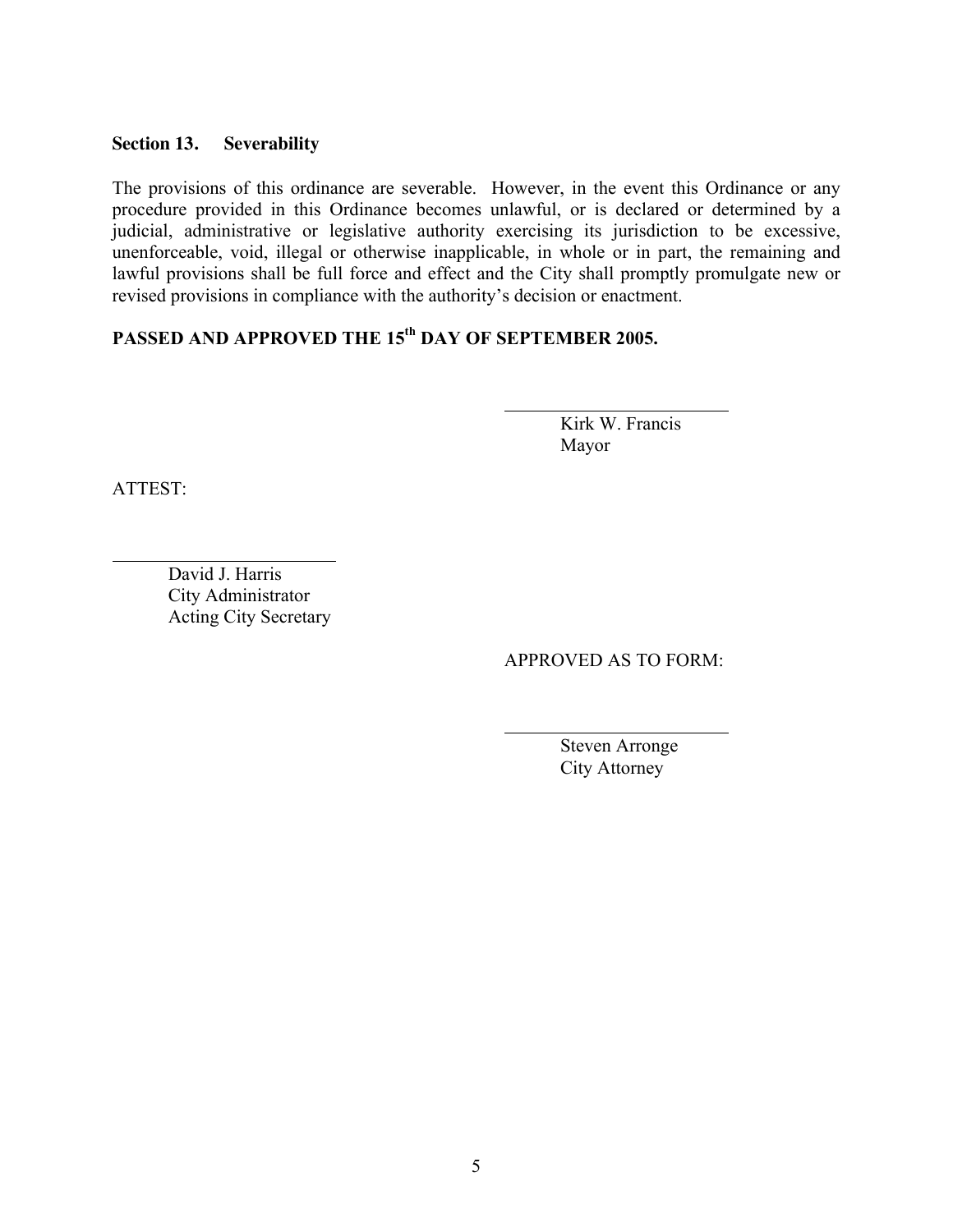**Section 13. Severability**

The provisions of this ordinance are severable. However, in the event this Ordinance or any procedure provided in this Ordinance becomes unlawful, or is declared or determined by a judicial, administrative or legislative authority exercising its jurisdiction to be excessive, unenforceable, void, illegal or otherwise inapplicable, in whole or in part, the remaining and lawful provisions shall be full force and effect and the City shall promptly promulgate new or revised provisions in compliance with the authority's decision or enactment.

**PASSED AND APPROVED THE 15th DAY OF SEPTEMBER 2005.**

\_\_\_\_\_\_\_\_\_\_\_\_\_\_\_\_\_\_\_\_\_\_\_\_
Kirk W. Francis
Mayor

ATTEST:

\_\_\_\_\_\_\_\_\_\_\_\_\_\_\_\_\_\_\_\_\_\_\_\_
David J. Harris
City Administrator
Acting City Secretary

APPROVED AS TO FORM:

\_\_\_\_\_\_\_\_\_\_\_\_\_\_\_\_\_\_\_\_\_\_\_\_
Steven Arronge
City Attorney